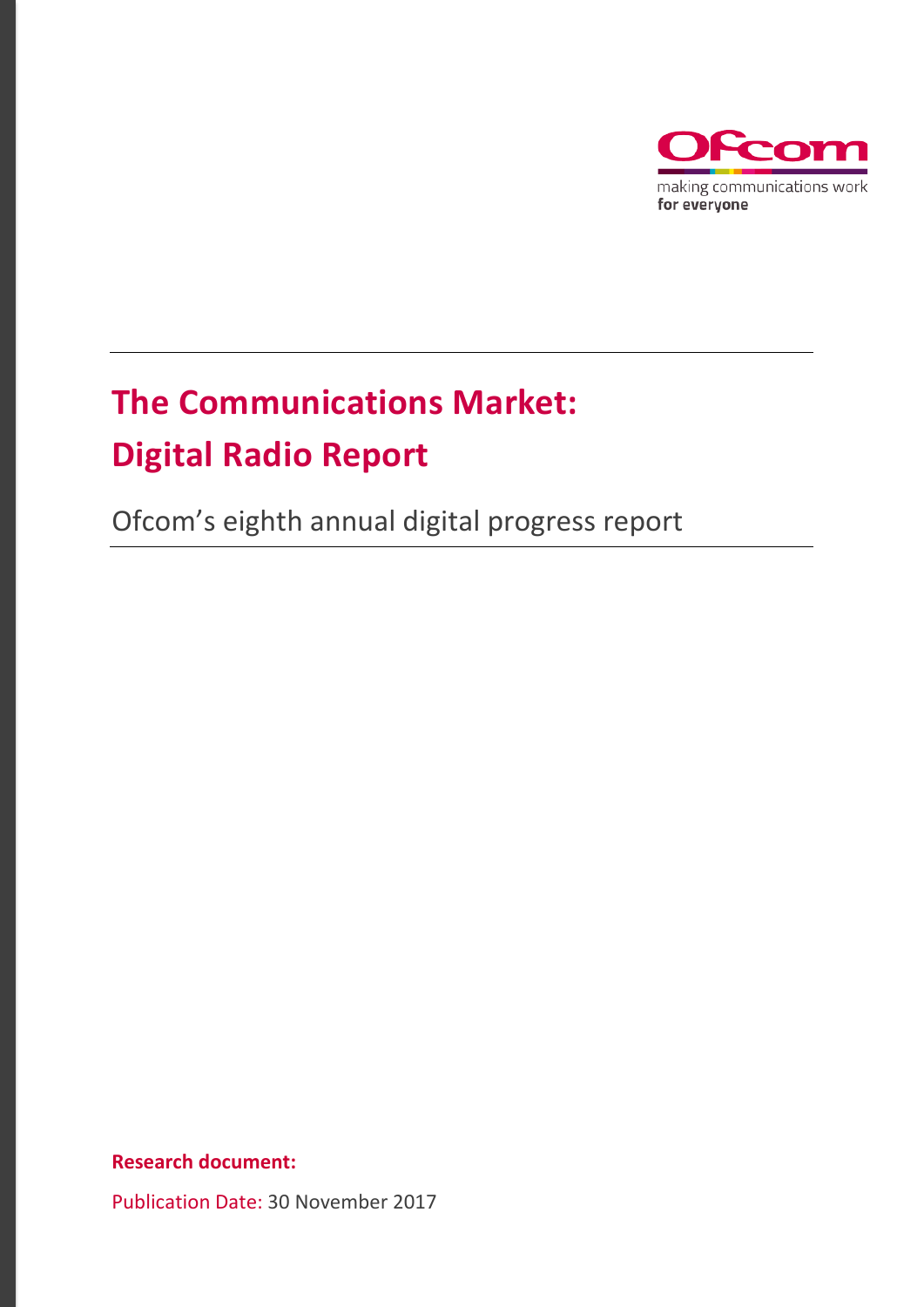Ofcom

making communications work
**for everyone**

# The Communications Market: Digital Radio Report

Ofcom's eighth annual digital progress report

**Research document:**

Publication Date: 30 November 2017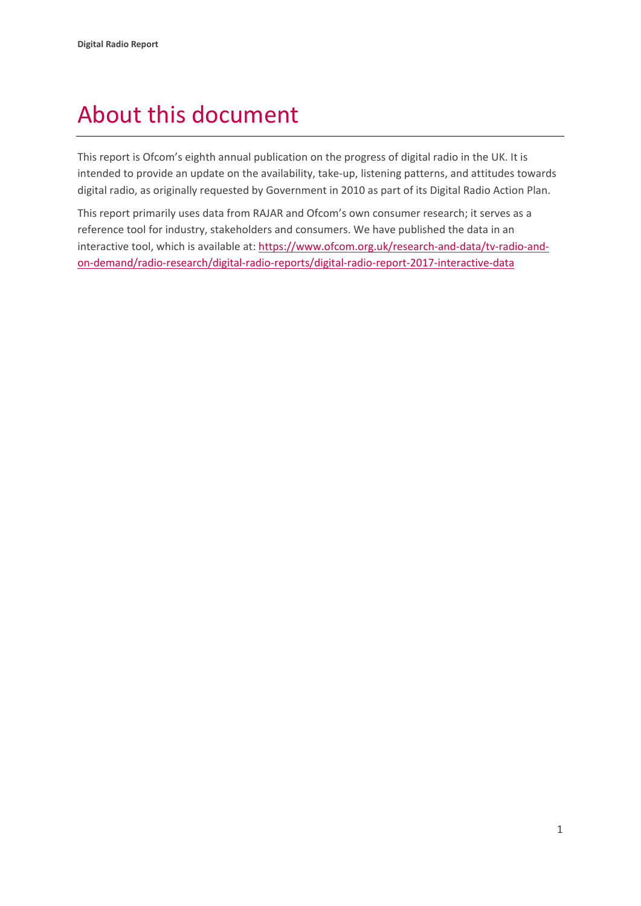# About this document

This report is Ofcom's eighth annual publication on the progress of digital radio in the UK. It is intended to provide an update on the availability, take-up, listening patterns, and attitudes towards digital radio, as originally requested by Government in 2010 as part of its Digital Radio Action Plan.

This report primarily uses data from RAJAR and Ofcom's own consumer research; it serves as a reference tool for industry, stakeholders and consumers. We have published the data in an interactive tool, which is available at: [https://www.ofcom.org.uk/research-and-data/tv-radio-and-on-demand/radio-research/digital-radio-reports/digital-radio-report-2017-interactive-data](https://www.ofcom.org.uk/research-and-data/tv-radio-and-on-demand/radio-research/digital-radio-reports/digital-radio-report-2017-interactive-data)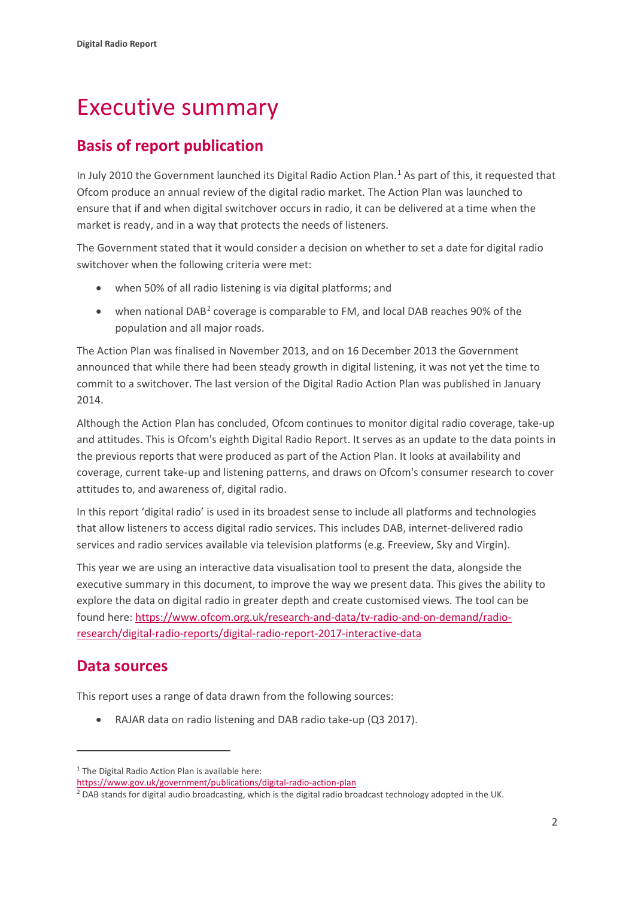# Executive summary

## Basis of report publication

In July 2010 the Government launched its Digital Radio Action Plan.[1] As part of this, it requested that Ofcom produce an annual review of the digital radio market. The Action Plan was launched to ensure that if and when digital switchover occurs in radio, it can be delivered at a time when the market is ready, and in a way that protects the needs of listeners.

The Government stated that it would consider a decision on whether to set a date for digital radio switchover when the following criteria were met:

- when 50% of all radio listening is via digital platforms; and
- when national DAB[2] coverage is comparable to FM, and local DAB reaches 90% of the population and all major roads.

The Action Plan was finalised in November 2013, and on 16 December 2013 the Government announced that while there had been steady growth in digital listening, it was not yet the time to commit to a switchover. The last version of the Digital Radio Action Plan was published in January 2014.

Although the Action Plan has concluded, Ofcom continues to monitor digital radio coverage, take-up and attitudes. This is Ofcom's eighth Digital Radio Report. It serves as an update to the data points in the previous reports that were produced as part of the Action Plan. It looks at availability and coverage, current take-up and listening patterns, and draws on Ofcom's consumer research to cover attitudes to, and awareness of, digital radio.

In this report 'digital radio' is used in its broadest sense to include all platforms and technologies that allow listeners to access digital radio services. This includes DAB, internet-delivered radio services and radio services available via television platforms (e.g. Freeview, Sky and Virgin).

This year we are using an interactive data visualisation tool to present the data, alongside the executive summary in this document, to improve the way we present data. This gives the ability to explore the data on digital radio in greater depth and create customised views. The tool can be found here: https://www.ofcom.org.uk/research-and-data/tv-radio-and-on-demand/radio-research/digital-radio-reports/digital-radio-report-2017-interactive-data

## Data sources

This report uses a range of data drawn from the following sources:

- RAJAR data on radio listening and DAB radio take-up (Q3 2017).

---

[1] The Digital Radio Action Plan is available here: https://www.gov.uk/government/publications/digital-radio-action-plan

[2] DAB stands for digital audio broadcasting, which is the digital radio broadcast technology adopted in the UK.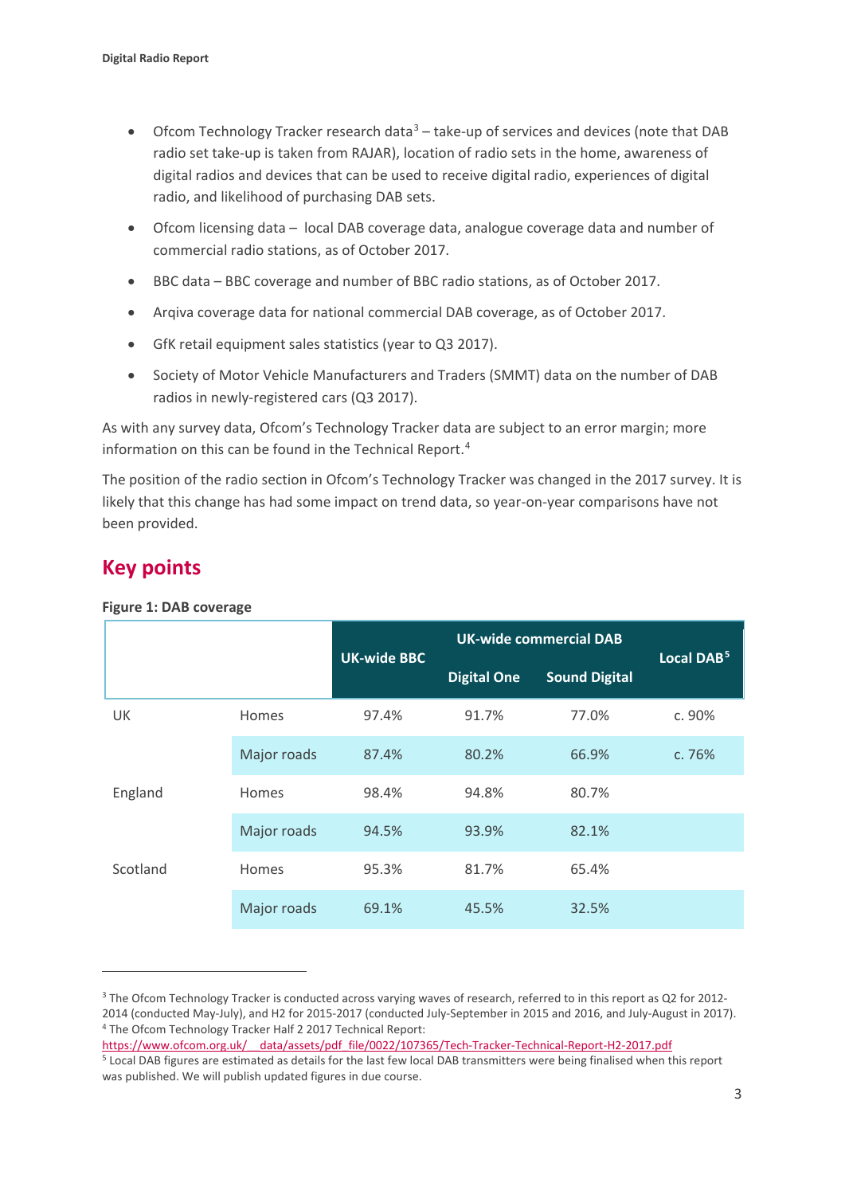- Ofcom Technology Tracker research data[3] – take-up of services and devices (note that DAB radio set take-up is taken from RAJAR), location of radio sets in the home, awareness of digital radios and devices that can be used to receive digital radio, experiences of digital radio, and likelihood of purchasing DAB sets.
- Ofcom licensing data – local DAB coverage data, analogue coverage data and number of commercial radio stations, as of October 2017.
- BBC data – BBC coverage and number of BBC radio stations, as of October 2017.
- Arqiva coverage data for national commercial DAB coverage, as of October 2017.
- GfK retail equipment sales statistics (year to Q3 2017).
- Society of Motor Vehicle Manufacturers and Traders (SMMT) data on the number of DAB radios in newly-registered cars (Q3 2017).

As with any survey data, Ofcom's Technology Tracker data are subject to an error margin; more information on this can be found in the Technical Report.[4]

The position of the radio section in Ofcom's Technology Tracker was changed in the 2017 survey. It is likely that this change has had some impact on trend data, so year-on-year comparisons have not been provided.

## Key points

**Figure 1: DAB coverage**

| | | UK-wide BBC | UK-wide commercial DAB | | Local DAB[5] |
|---|---|---|---|---|---|
| | | | Digital One | Sound Digital | |
| UK | Homes | 97.4% | 91.7% | 77.0% | c. 90% |
| | Major roads | 87.4% | 80.2% | 66.9% | c. 76% |
| England | Homes | 98.4% | 94.8% | 80.7% | |
| | Major roads | 94.5% | 93.9% | 82.1% | |
| Scotland | Homes | 95.3% | 81.7% | 65.4% | |
| | Major roads | 69.1% | 45.5% | 32.5% | |

---

[3] The Ofcom Technology Tracker is conducted across varying waves of research, referred to in this report as Q2 for 2012-2014 (conducted May-July), and H2 for 2015-2017 (conducted July-September in 2015 and 2016, and July-August in 2017).

[4] The Ofcom Technology Tracker Half 2 2017 Technical Report: https://www.ofcom.org.uk/__data/assets/pdf_file/0022/107365/Tech-Tracker-Technical-Report-H2-2017.pdf

[5] Local DAB figures are estimated as details for the last few local DAB transmitters were being finalised when this report was published. We will publish updated figures in due course.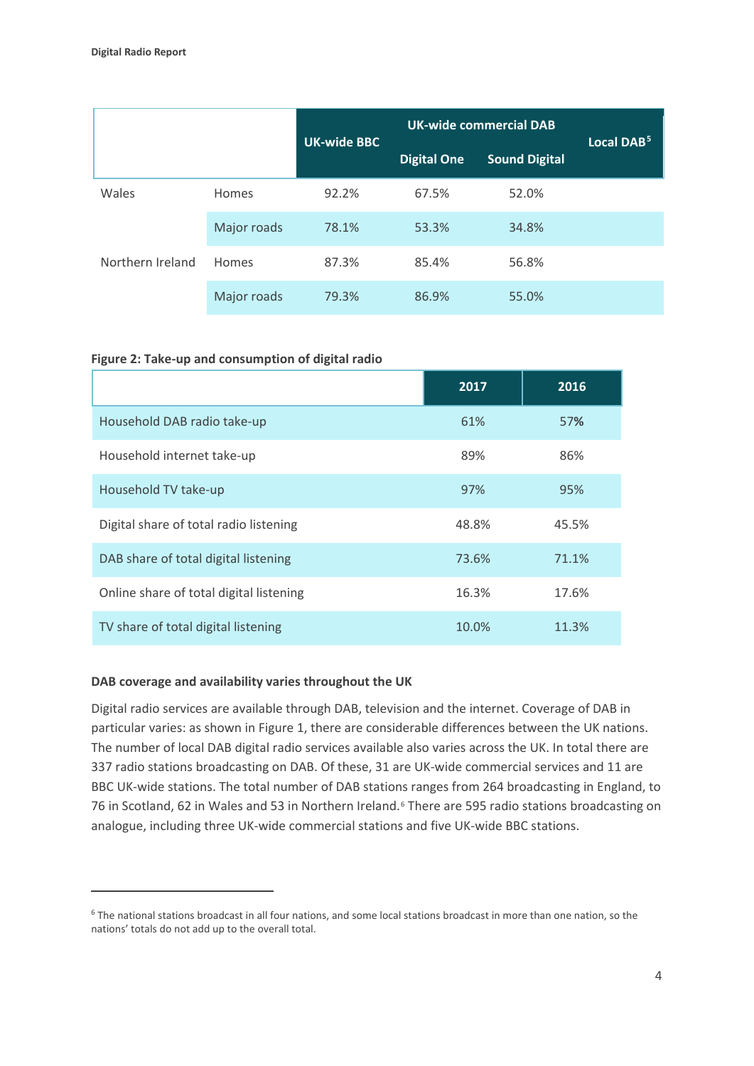|  |  | UK-wide BBC | UK-wide commercial DAB |  | Local DAB[5] |
|---|---|---|---|---|---|
|  |  |  | Digital One | Sound Digital |  |
| Wales | Homes | 92.2% | 67.5% | 52.0% |  |
|  | Major roads | 78.1% | 53.3% | 34.8% |  |
| Northern Ireland | Homes | 87.3% | 85.4% | 56.8% |  |
|  | Major roads | 79.3% | 86.9% | 55.0% |  |

**Figure 2: Take-up and consumption of digital radio**

|  | 2017 | 2016 |
|---|---|---|
| Household DAB radio take-up | 61% | 57% |
| Household internet take-up | 89% | 86% |
| Household TV take-up | 97% | 95% |
| Digital share of total radio listening | 48.8% | 45.5% |
| DAB share of total digital listening | 73.6% | 71.1% |
| Online share of total digital listening | 16.3% | 17.6% |
| TV share of total digital listening | 10.0% | 11.3% |

**DAB coverage and availability varies throughout the UK**

Digital radio services are available through DAB, television and the internet. Coverage of DAB in particular varies: as shown in Figure 1, there are considerable differences between the UK nations. The number of local DAB digital radio services available also varies across the UK. In total there are 337 radio stations broadcasting on DAB. Of these, 31 are UK-wide commercial services and 11 are BBC UK-wide stations. The total number of DAB stations ranges from 264 broadcasting in England, to 76 in Scotland, 62 in Wales and 53 in Northern Ireland.[6] There are 595 radio stations broadcasting on analogue, including three UK-wide commercial stations and five UK-wide BBC stations.

[6] The national stations broadcast in all four nations, and some local stations broadcast in more than one nation, so the nations' totals do not add up to the overall total.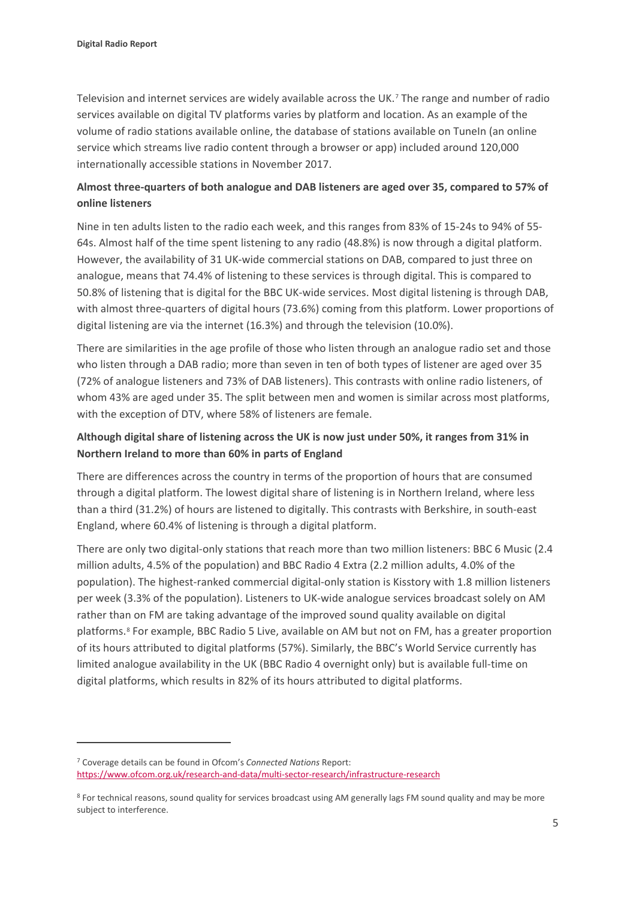Television and internet services are widely available across the UK.[7] The range and number of radio services available on digital TV platforms varies by platform and location. As an example of the volume of radio stations available online, the database of stations available on TuneIn (an online service which streams live radio content through a browser or app) included around 120,000 internationally accessible stations in November 2017.

**Almost three-quarters of both analogue and DAB listeners are aged over 35, compared to 57% of online listeners**

Nine in ten adults listen to the radio each week, and this ranges from 83% of 15-24s to 94% of 55-64s. Almost half of the time spent listening to any radio (48.8%) is now through a digital platform. However, the availability of 31 UK-wide commercial stations on DAB, compared to just three on analogue, means that 74.4% of listening to these services is through digital. This is compared to 50.8% of listening that is digital for the BBC UK-wide services. Most digital listening is through DAB, with almost three-quarters of digital hours (73.6%) coming from this platform. Lower proportions of digital listening are via the internet (16.3%) and through the television (10.0%).

There are similarities in the age profile of those who listen through an analogue radio set and those who listen through a DAB radio; more than seven in ten of both types of listener are aged over 35 (72% of analogue listeners and 73% of DAB listeners). This contrasts with online radio listeners, of whom 43% are aged under 35. The split between men and women is similar across most platforms, with the exception of DTV, where 58% of listeners are female.

**Although digital share of listening across the UK is now just under 50%, it ranges from 31% in Northern Ireland to more than 60% in parts of England**

There are differences across the country in terms of the proportion of hours that are consumed through a digital platform. The lowest digital share of listening is in Northern Ireland, where less than a third (31.2%) of hours are listened to digitally. This contrasts with Berkshire, in south-east England, where 60.4% of listening is through a digital platform.

There are only two digital-only stations that reach more than two million listeners: BBC 6 Music (2.4 million adults, 4.5% of the population) and BBC Radio 4 Extra (2.2 million adults, 4.0% of the population). The highest-ranked commercial digital-only station is Kisstory with 1.8 million listeners per week (3.3% of the population). Listeners to UK-wide analogue services broadcast solely on AM rather than on FM are taking advantage of the improved sound quality available on digital platforms.[8] For example, BBC Radio 5 Live, available on AM but not on FM, has a greater proportion of its hours attributed to digital platforms (57%). Similarly, the BBC's World Service currently has limited analogue availability in the UK (BBC Radio 4 overnight only) but is available full-time on digital platforms, which results in 82% of its hours attributed to digital platforms.

---

[7] Coverage details can be found in Ofcom's *Connected Nations* Report: https://www.ofcom.org.uk/research-and-data/multi-sector-research/infrastructure-research

[8] For technical reasons, sound quality for services broadcast using AM generally lags FM sound quality and may be more subject to interference.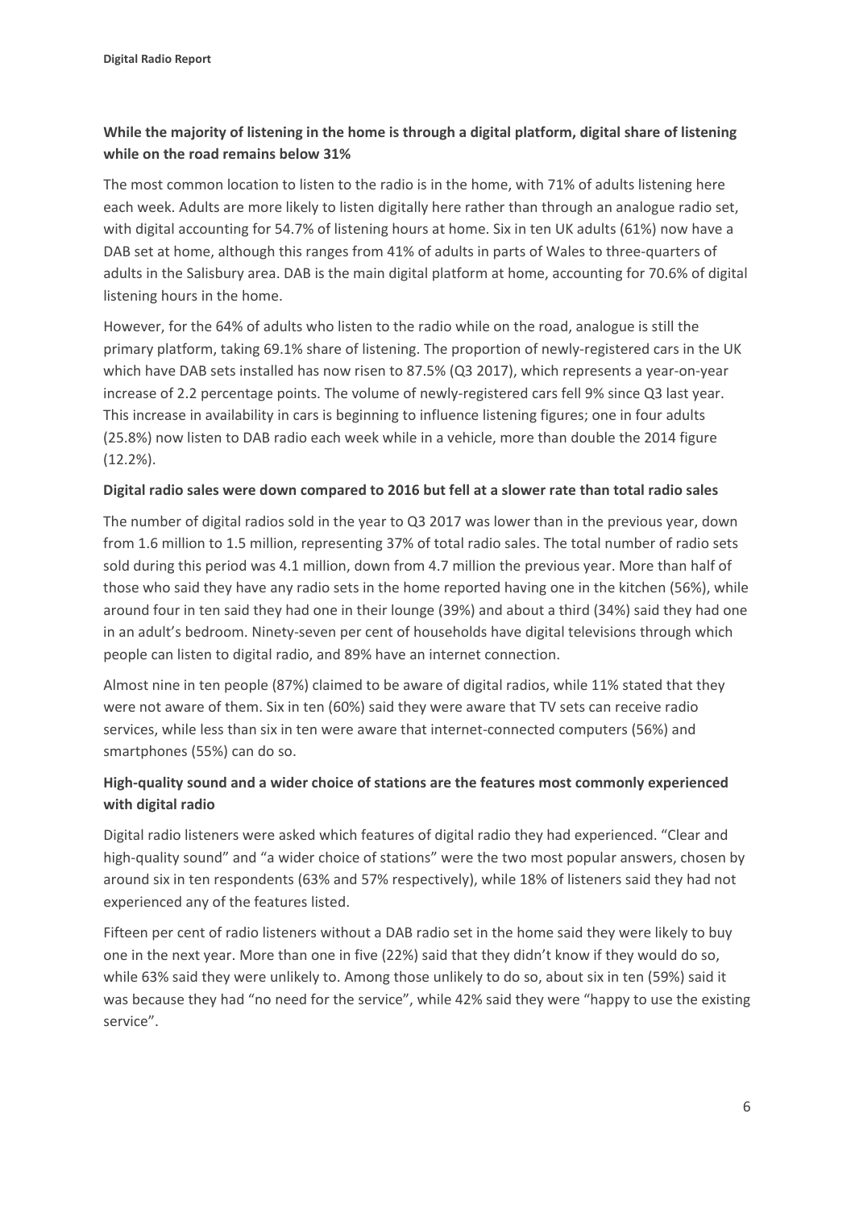**While the majority of listening in the home is through a digital platform, digital share of listening while on the road remains below 31%**

The most common location to listen to the radio is in the home, with 71% of adults listening here each week. Adults are more likely to listen digitally here rather than through an analogue radio set, with digital accounting for 54.7% of listening hours at home. Six in ten UK adults (61%) now have a DAB set at home, although this ranges from 41% of adults in parts of Wales to three-quarters of adults in the Salisbury area. DAB is the main digital platform at home, accounting for 70.6% of digital listening hours in the home.

However, for the 64% of adults who listen to the radio while on the road, analogue is still the primary platform, taking 69.1% share of listening. The proportion of newly-registered cars in the UK which have DAB sets installed has now risen to 87.5% (Q3 2017), which represents a year-on-year increase of 2.2 percentage points. The volume of newly-registered cars fell 9% since Q3 last year. This increase in availability in cars is beginning to influence listening figures; one in four adults (25.8%) now listen to DAB radio each week while in a vehicle, more than double the 2014 figure (12.2%).

**Digital radio sales were down compared to 2016 but fell at a slower rate than total radio sales**

The number of digital radios sold in the year to Q3 2017 was lower than in the previous year, down from 1.6 million to 1.5 million, representing 37% of total radio sales. The total number of radio sets sold during this period was 4.1 million, down from 4.7 million the previous year. More than half of those who said they have any radio sets in the home reported having one in the kitchen (56%), while around four in ten said they had one in their lounge (39%) and about a third (34%) said they had one in an adult's bedroom. Ninety-seven per cent of households have digital televisions through which people can listen to digital radio, and 89% have an internet connection.

Almost nine in ten people (87%) claimed to be aware of digital radios, while 11% stated that they were not aware of them. Six in ten (60%) said they were aware that TV sets can receive radio services, while less than six in ten were aware that internet-connected computers (56%) and smartphones (55%) can do so.

**High-quality sound and a wider choice of stations are the features most commonly experienced with digital radio**

Digital radio listeners were asked which features of digital radio they had experienced. "Clear and high-quality sound" and "a wider choice of stations" were the two most popular answers, chosen by around six in ten respondents (63% and 57% respectively), while 18% of listeners said they had not experienced any of the features listed.

Fifteen per cent of radio listeners without a DAB radio set in the home said they were likely to buy one in the next year. More than one in five (22%) said that they didn't know if they would do so, while 63% said they were unlikely to. Among those unlikely to do so, about six in ten (59%) said it was because they had "no need for the service", while 42% said they were "happy to use the existing service".